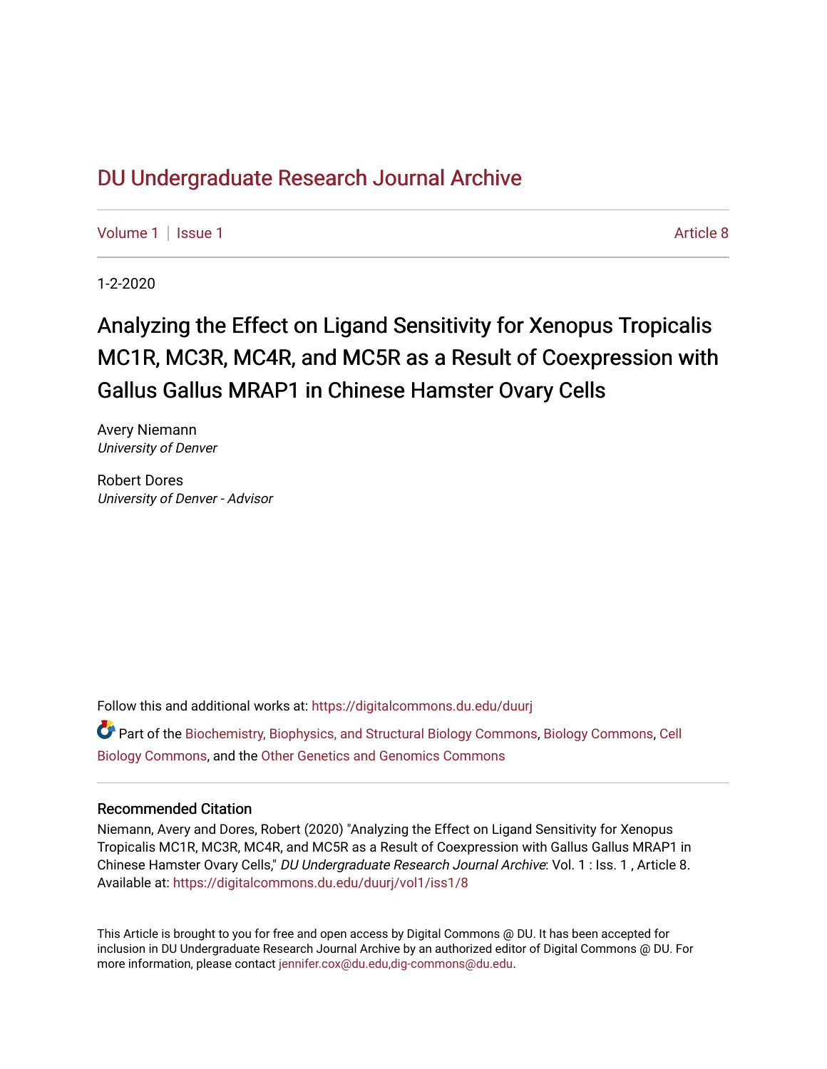# DU Undergraduate Research Journal Archive

Volume 1 | Issue 1 Article 8

1-2-2020

## Analyzing the Effect on Ligand Sensitivity for Xenopus Tropicalis MC1R, MC3R, MC4R, and MC5R as a Result of Coexpression with Gallus Gallus MRAP1 in Chinese Hamster Ovary Cells

Avery Niemann
*University of Denver*

Robert Dores
*University of Denver - Advisor*

Follow this and additional works at: https://digitalcommons.du.edu/duurj

Part of the Biochemistry, Biophysics, and Structural Biology Commons, Biology Commons, Cell Biology Commons, and the Other Genetics and Genomics Commons

### Recommended Citation

Niemann, Avery and Dores, Robert (2020) "Analyzing the Effect on Ligand Sensitivity for Xenopus Tropicalis MC1R, MC3R, MC4R, and MC5R as a Result of Coexpression with Gallus Gallus MRAP1 in Chinese Hamster Ovary Cells," *DU Undergraduate Research Journal Archive*: Vol. 1 : Iss. 1 , Article 8.
Available at: https://digitalcommons.du.edu/duurj/vol1/iss1/8

This Article is brought to you for free and open access by Digital Commons @ DU. It has been accepted for inclusion in DU Undergraduate Research Journal Archive by an authorized editor of Digital Commons @ DU. For more information, please contact jennifer.cox@du.edu,dig-commons@du.edu.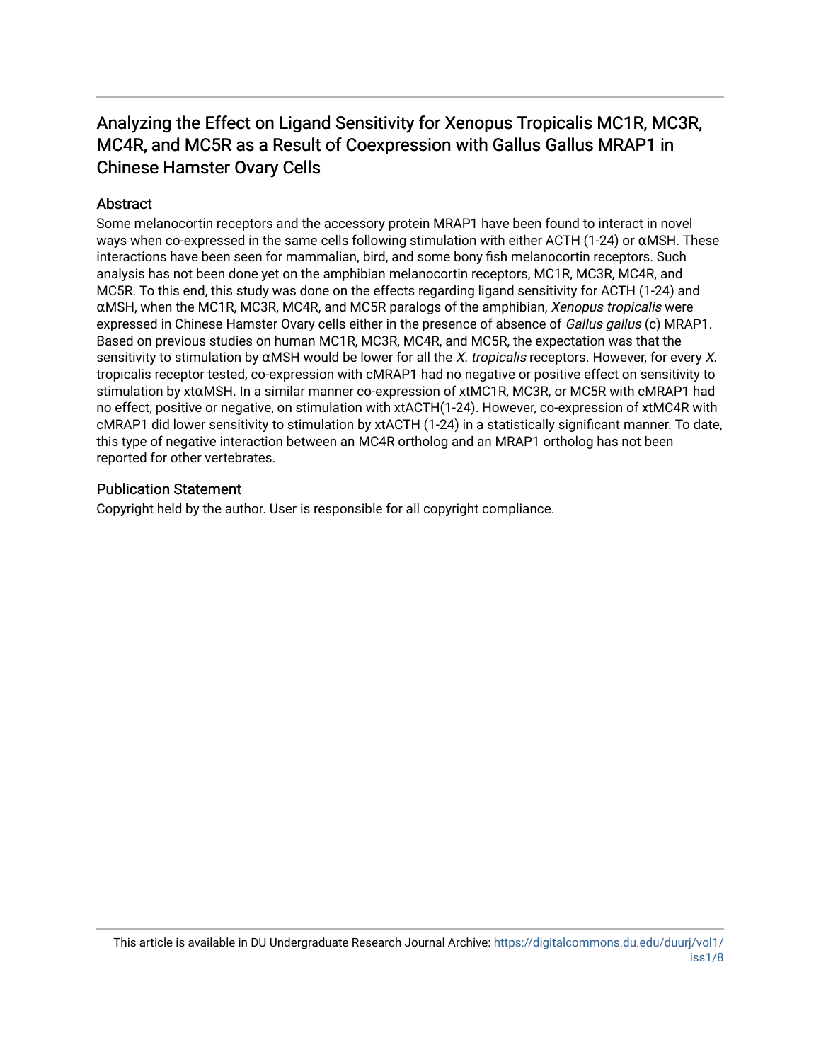# Analyzing the Effect on Ligand Sensitivity for Xenopus Tropicalis MC1R, MC3R, MC4R, and MC5R as a Result of Coexpression with Gallus Gallus MRAP1 in Chinese Hamster Ovary Cells

## Abstract

Some melanocortin receptors and the accessory protein MRAP1 have been found to interact in novel ways when co-expressed in the same cells following stimulation with either ACTH (1-24) or αMSH. These interactions have been seen for mammalian, bird, and some bony fish melanocortin receptors. Such analysis has not been done yet on the amphibian melanocortin receptors, MC1R, MC3R, MC4R, and MC5R. To this end, this study was done on the effects regarding ligand sensitivity for ACTH (1-24) and αMSH, when the MC1R, MC3R, MC4R, and MC5R paralogs of the amphibian, *Xenopus tropicalis* were expressed in Chinese Hamster Ovary cells either in the presence of absence of *Gallus gallus* (c) MRAP1. Based on previous studies on human MC1R, MC3R, MC4R, and MC5R, the expectation was that the sensitivity to stimulation by αMSH would be lower for all the *X. tropicalis* receptors. However, for every *X. tropicalis* receptor tested, co-expression with cMRAP1 had no negative or positive effect on sensitivity to stimulation by xtαMSH. In a similar manner co-expression of xtMC1R, MC3R, or MC5R with cMRAP1 had no effect, positive or negative, on stimulation with xtACTH(1-24). However, co-expression of xtMC4R with cMRAP1 did lower sensitivity to stimulation by xtACTH (1-24) in a statistically significant manner. To date, this type of negative interaction between an MC4R ortholog and an MRAP1 ortholog has not been reported for other vertebrates.

## Publication Statement

Copyright held by the author. User is responsible for all copyright compliance.

This article is available in DU Undergraduate Research Journal Archive: https://digitalcommons.du.edu/duurj/vol1/iss1/8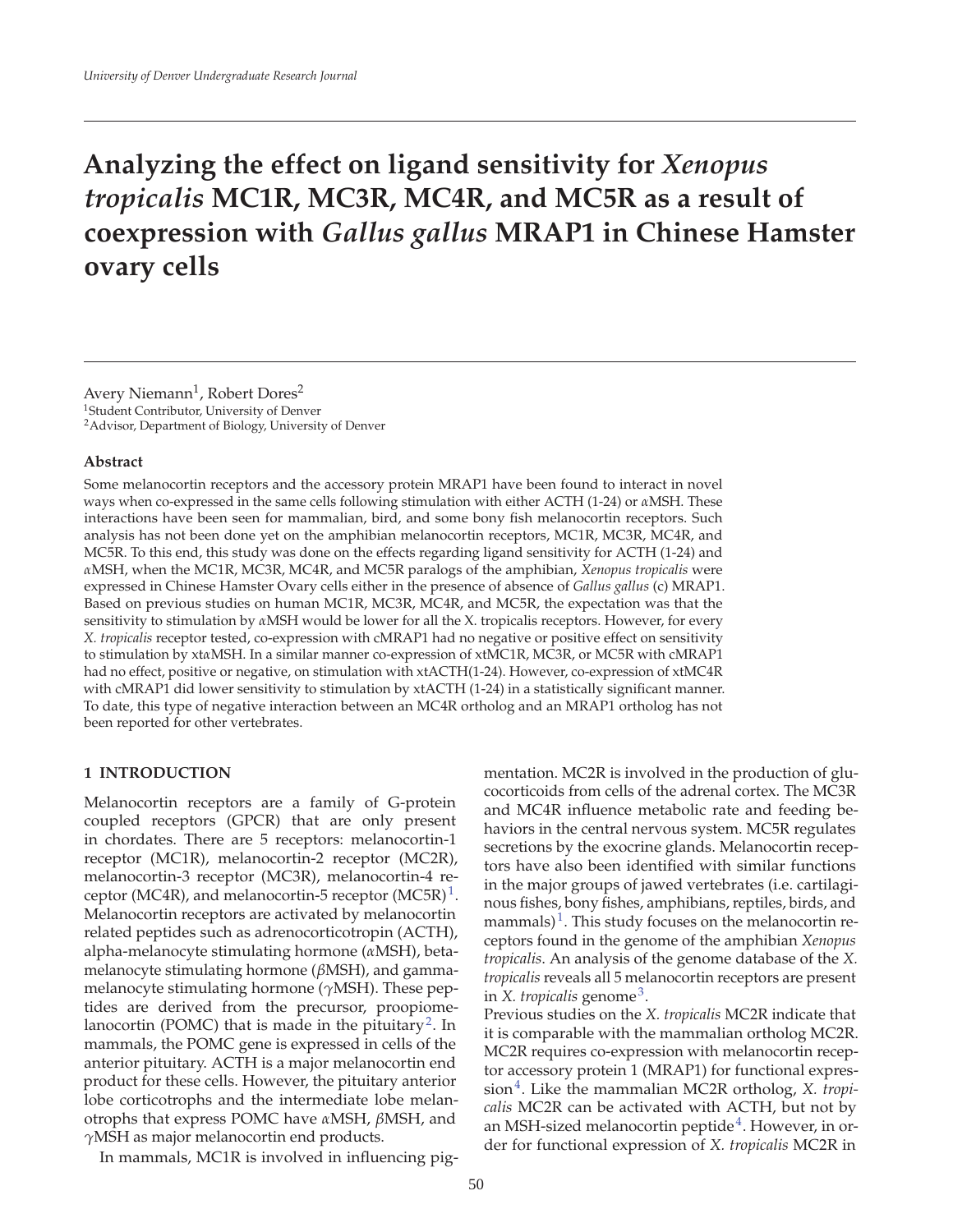# Analyzing the effect on ligand sensitivity for *Xenopus tropicalis* MC1R, MC3R, MC4R, and MC5R as a result of coexpression with *Gallus gallus* MRAP1 in Chinese Hamster ovary cells

Avery Niemann[1], Robert Dores[2]

[1]Student Contributor, University of Denver

[2]Advisor, Department of Biology, University of Denver

### Abstract

Some melanocortin receptors and the accessory protein MRAP1 have been found to interact in novel ways when co-expressed in the same cells following stimulation with either ACTH (1-24) or αMSH. These interactions have been seen for mammalian, bird, and some bony fish melanocortin receptors. Such analysis has not been done yet on the amphibian melanocortin receptors, MC1R, MC3R, MC4R, and MC5R. To this end, this study was done on the effects regarding ligand sensitivity for ACTH (1-24) and αMSH, when the MC1R, MC3R, MC4R, and MC5R paralogs of the amphibian, *Xenopus tropicalis* were expressed in Chinese Hamster Ovary cells either in the presence of absence of *Gallus gallus* (c) MRAP1. Based on previous studies on human MC1R, MC3R, MC4R, and MC5R, the expectation was that the sensitivity to stimulation by αMSH would be lower for all the X. tropicalis receptors. However, for every *X. tropicalis* receptor tested, co-expression with cMRAP1 had no negative or positive effect on sensitivity to stimulation by xtαMSH. In a similar manner co-expression of xtMC1R, MC3R, or MC5R with cMRAP1 had no effect, positive or negative, on stimulation with xtACTH(1-24). However, co-expression of xtMC4R with cMRAP1 did lower sensitivity to stimulation by xtACTH (1-24) in a statistically significant manner. To date, this type of negative interaction between an MC4R ortholog and an MRAP1 ortholog has not been reported for other vertebrates.

## 1 INTRODUCTION

Melanocortin receptors are a family of G-protein coupled receptors (GPCR) that are only present in chordates. There are 5 receptors: melanocortin-1 receptor (MC1R), melanocortin-2 receptor (MC2R), melanocortin-3 receptor (MC3R), melanocortin-4 receptor (MC4R), and melanocortin-5 receptor (MC5R)[1]. Melanocortin receptors are activated by melanocortin related peptides such as adrenocorticotropin (ACTH), alpha-melanocyte stimulating hormone (αMSH), beta-melanocyte stimulating hormone (βMSH), and gamma-melanocyte stimulating hormone (γMSH). These peptides are derived from the precursor, proopiomelanocortin (POMC) that is made in the pituitary[2]. In mammals, the POMC gene is expressed in cells of the anterior pituitary. ACTH is a major melanocortin end product for these cells. However, the pituitary anterior lobe corticotrophs and the intermediate lobe melanotrophs that express POMC have αMSH, βMSH, and γMSH as major melanocortin end products.

In mammals, MC1R is involved in influencing pigmentation. MC2R is involved in the production of glucocorticoids from cells of the adrenal cortex. The MC3R and MC4R influence metabolic rate and feeding behaviors in the central nervous system. MC5R regulates secretions by the exocrine glands. Melanocortin receptors have also been identified with similar functions in the major groups of jawed vertebrates (i.e. cartilaginous fishes, bony fishes, amphibians, reptiles, birds, and mammals)[1]. This study focuses on the melanocortin receptors found in the genome of the amphibian *Xenopus tropicalis*. An analysis of the genome database of the *X. tropicalis* reveals all 5 melanocortin receptors are present in *X. tropicalis* genome[3].

Previous studies on the *X. tropicalis* MC2R indicate that it is comparable with the mammalian ortholog MC2R. MC2R requires co-expression with melanocortin receptor accessory protein 1 (MRAP1) for functional expression[4]. Like the mammalian MC2R ortholog, *X. tropicalis* MC2R can be activated with ACTH, but not by an MSH-sized melanocortin peptide[4]. However, in order for functional expression of *X. tropicalis* MC2R in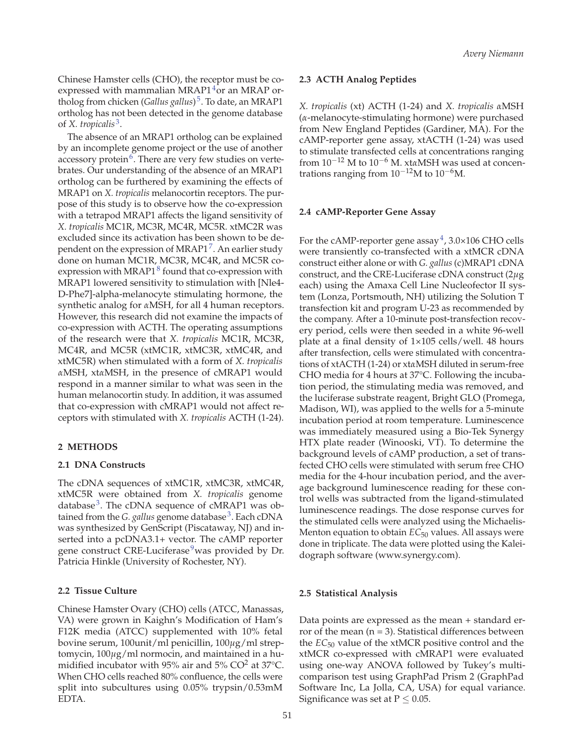Chinese Hamster cells (CHO), the receptor must be co-expressed with mammalian MRAP1[4]or an MRAP ortholog from chicken (*Gallus gallus*)[5]. To date, an MRAP1 ortholog has not been detected in the genome database of *X. tropicalis*[3].

The absence of an MRAP1 ortholog can be explained by an incomplete genome project or the use of another accessory protein[6]. There are very few studies on vertebrates. Our understanding of the absence of an MRAP1 ortholog can be furthered by examining the effects of MRAP1 on *X. tropicalis* melanocortin receptors. The purpose of this study is to observe how the co-expression with a tetrapod MRAP1 affects the ligand sensitivity of *X. tropicalis* MC1R, MC3R, MC4R, MC5R. xtMC2R was excluded since its activation has been shown to be dependent on the expression of MRAP1[7]. An earlier study done on human MC1R, MC3R, MC4R, and MC5R co-expression with MRAP1[8] found that co-expression with MRAP1 lowered sensitivity to stimulation with [Nle4-D-Phe7]-alpha-melanocyte stimulating hormone, the synthetic analog for *α*MSH, for all 4 human receptors. However, this research did not examine the impacts of co-expression with ACTH. The operating assumptions of the research were that *X. tropicalis* MC1R, MC3R, MC4R, and MC5R (xtMC1R, xtMC3R, xtMC4R, and xtMC5R) when stimulated with a form of *X. tropicalis* *α*MSH, xt*α*MSH, in the presence of cMRAP1 would respond in a manner similar to what was seen in the human melanocortin study. In addition, it was assumed that co-expression with cMRAP1 would not affect receptors with stimulated with *X. tropicalis* ACTH (1-24).

## 2 METHODS

### 2.1 DNA Constructs

The cDNA sequences of xtMC1R, xtMC3R, xtMC4R, xtMC5R were obtained from *X. tropicalis* genome database[3]. The cDNA sequence of cMRAP1 was obtained from the *G. gallus* genome database[3]. Each cDNA was synthesized by GenScript (Piscataway, NJ) and inserted into a pcDNA3.1+ vector. The cAMP reporter gene construct CRE-Luciferase[9]was provided by Dr. Patricia Hinkle (University of Rochester, NY).

### 2.2 Tissue Culture

Chinese Hamster Ovary (CHO) cells (ATCC, Manassas, VA) were grown in Kaighn's Modification of Ham's F12K media (ATCC) supplemented with 10% fetal bovine serum, 100unit/ml penicillin, 100$\mu$g/ml streptomycin, 100$\mu$g/ml normocin, and maintained in a humidified incubator with 95% air and 5% $CO^2$ at 37°C. When CHO cells reached 80% confluence, the cells were split into subcultures using 0.05% trypsin/0.53mM EDTA.

### 2.3 ACTH Analog Peptides

*X. tropicalis* (xt) ACTH (1-24) and *X. tropicalis* *α*MSH (*α*-melanocyte-stimulating hormone) were purchased from New England Peptides (Gardiner, MA). For the cAMP-reporter gene assay, xtACTH (1-24) was used to stimulate transfected cells at concentrations ranging from $10^{-12}$ M to $10^{-6}$ M. xt*α*MSH was used at concentrations ranging from $10^{-12}$M to $10^{-6}$M.

### 2.4 cAMP-Reporter Gene Assay

For the cAMP-reporter gene assay[4], 3.0×106 CHO cells were transiently co-transfected with a xtMCR cDNA construct either alone or with *G. gallus* (c)MRAP1 cDNA construct, and the CRE-Luciferase cDNA construct (2$\mu$g each) using the Amaxa Cell Line Nucleofector II system (Lonza, Portsmouth, NH) utilizing the Solution T transfection kit and program U-23 as recommended by the company. After a 10-minute post-transfection recovery period, cells were then seeded in a white 96-well plate at a final density of 1×105 cells/well. 48 hours after transfection, cells were stimulated with concentrations of xtACTH (1-24) or xt*α*MSH diluted in serum-free CHO media for 4 hours at 37°C. Following the incubation period, the stimulating media was removed, and the luciferase substrate reagent, Bright GLO (Promega, Madison, WI), was applied to the wells for a 5-minute incubation period at room temperature. Luminescence was immediately measured using a Bio-Tek Synergy HTX plate reader (Winooski, VT). To determine the background levels of cAMP production, a set of transfected CHO cells were stimulated with serum free CHO media for the 4-hour incubation period, and the average background luminescence reading for these control wells was subtracted from the ligand-stimulated luminescence readings. The dose response curves for the stimulated cells were analyzed using the Michaelis-Menton equation to obtain $EC_{50}$ values. All assays were done in triplicate. The data were plotted using the Kaleidograph software (www.synergy.com).

### 2.5 Statistical Analysis

Data points are expressed as the mean + standard error of the mean (n = 3). Statistical differences between the $EC_{50}$ value of the xtMCR positive control and the xtMCR co-expressed with cMRAP1 were evaluated using one-way ANOVA followed by Tukey's multi-comparison test using GraphPad Prism 2 (GraphPad Software Inc, La Jolla, CA, USA) for equal variance. Significance was set at $P \leq 0.05$.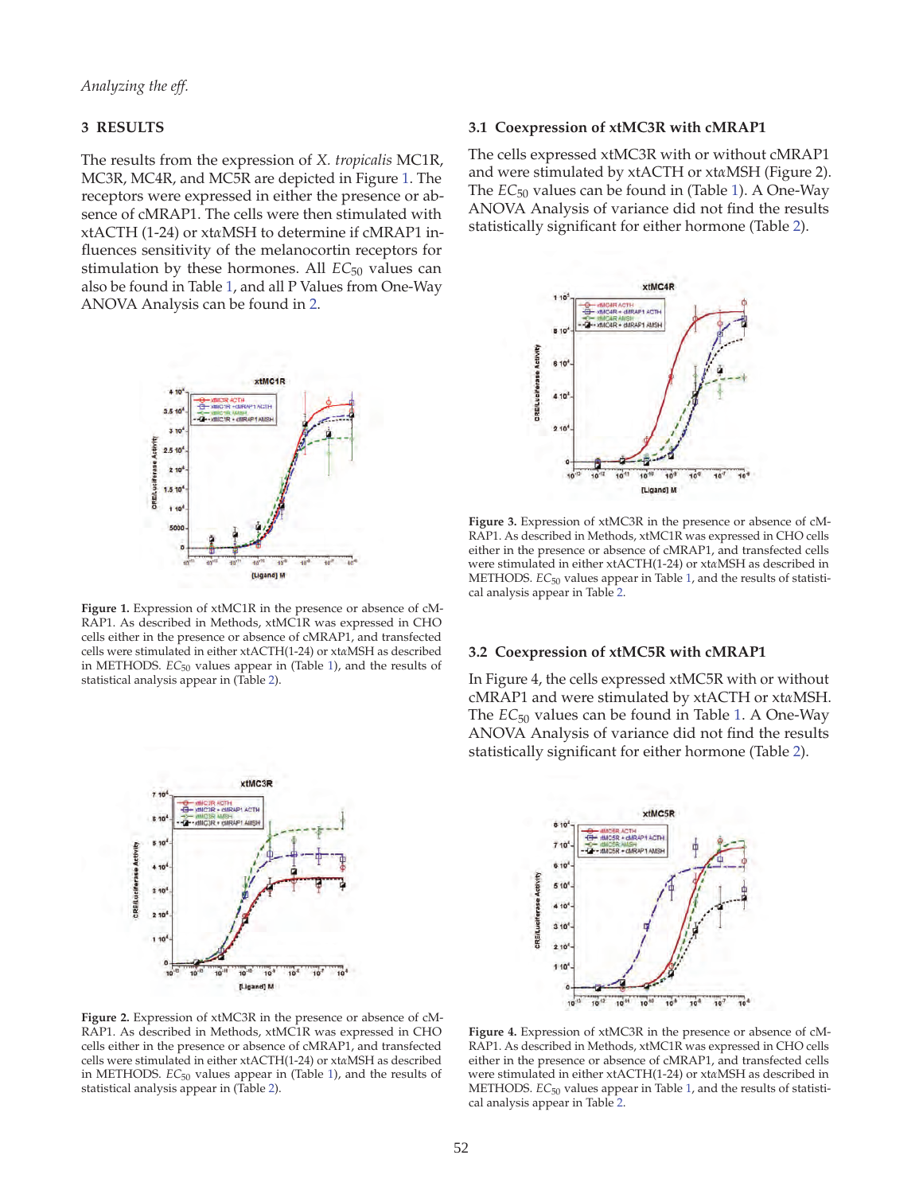## 3 RESULTS

The results from the expression of *X. tropicalis* MC1R, MC3R, MC4R, and MC5R are depicted in Figure 1. The receptors were expressed in either the presence or absence of cMRAP1. The cells were then stimulated with xtACTH (1-24) or xtαMSH to determine if cMRAP1 influences sensitivity of the melanocortin receptors for stimulation by these hormones. All $EC_{50}$ values can also be found in Table 1, and all P Values from One-Way ANOVA Analysis can be found in 2.

Figure 1. Expression of xtMC1R in the presence or absence of cMRAP1. As described in Methods, xtMC1R was expressed in CHO cells either in the presence or absence of cMRAP1, and transfected cells were stimulated in either xtACTH(1-24) or xtαMSH as described in METHODS. $EC_{50}$ values appear in (Table 1), and the results of statistical analysis appear in (Table 2).

Figure 2. Expression of xtMC3R in the presence or absence of cMRAP1. As described in Methods, xtMC1R was expressed in CHO cells either in the presence or absence of cMRAP1, and transfected cells were stimulated in either xtACTH(1-24) or xtαMSH as described in METHODS. $EC_{50}$ values appear in (Table 1), and the results of statistical analysis appear in (Table 2).

### 3.1 Coexpression of xtMC3R with cMRAP1

The cells expressed xtMC3R with or without cMRAP1 and were stimulated by xtACTH or xtαMSH (Figure 2). The $EC_{50}$ values can be found in (Table 1). A One-Way ANOVA Analysis of variance did not find the results statistically significant for either hormone (Table 2).

Figure 3. Expression of xtMC3R in the presence or absence of cMRAP1. As described in Methods, xtMC1R was expressed in CHO cells either in the presence or absence of cMRAP1, and transfected cells were stimulated in either xtACTH(1-24) or xtαMSH as described in METHODS. $EC_{50}$ values appear in Table 1, and the results of statistical analysis appear in Table 2.

### 3.2 Coexpression of xtMC5R with cMRAP1

In Figure 4, the cells expressed xtMC5R with or without cMRAP1 and were stimulated by xtACTH or xtαMSH. The $EC_{50}$ values can be found in Table 1. A One-Way ANOVA Analysis of variance did not find the results statistically significant for either hormone (Table 2).

Figure 4. Expression of xtMC3R in the presence or absence of cMRAP1. As described in Methods, xtMC1R was expressed in CHO cells either in the presence or absence of cMRAP1, and transfected cells were stimulated in either xtACTH(1-24) or xtαMSH as described in METHODS. $EC_{50}$ values appear in Table 1, and the results of statistical analysis appear in Table 2.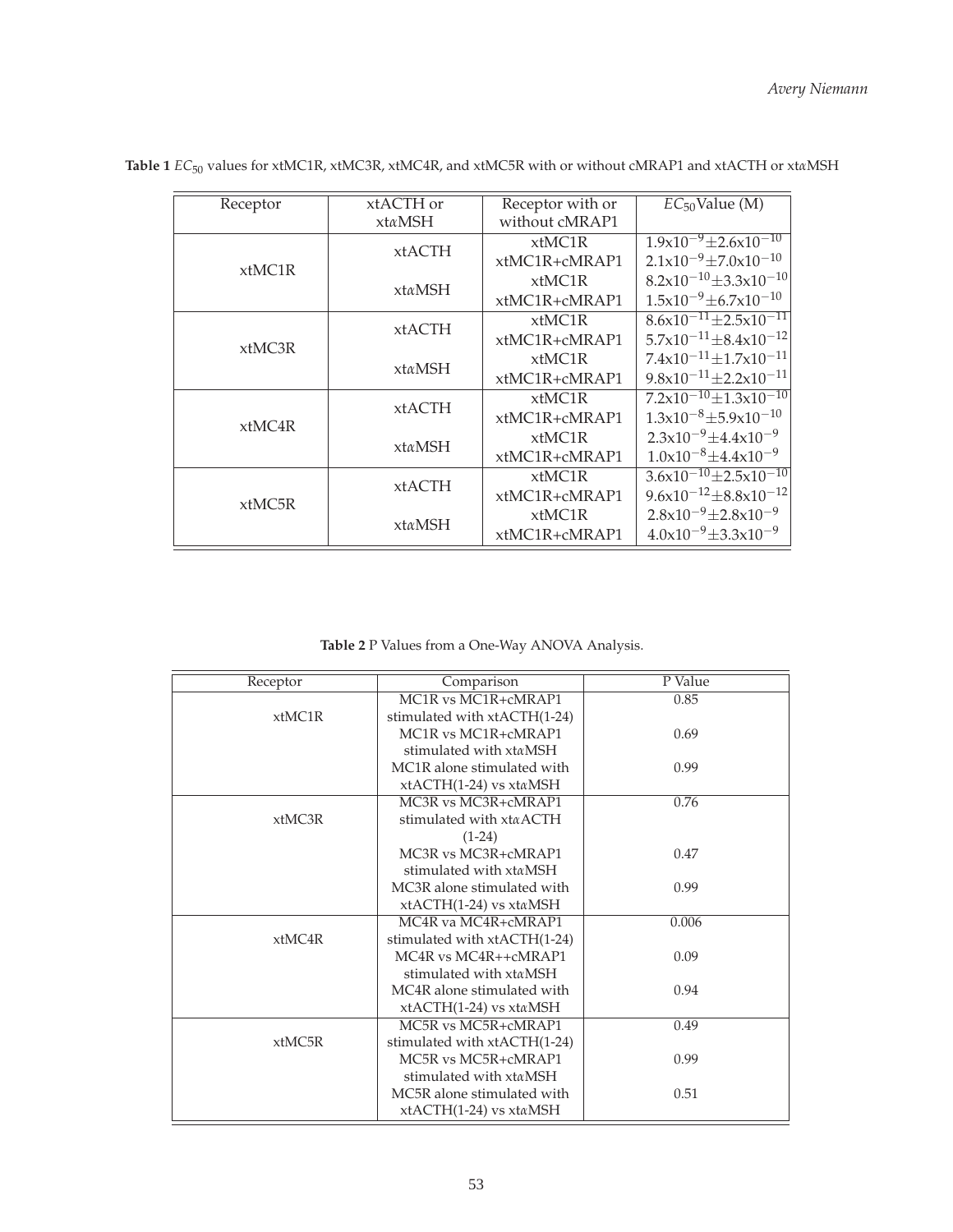**Table 1** $EC_{50}$ values for xtMC1R, xtMC3R, xtMC4R, and xtMC5R with or without cMRAP1 and xtACTH or xt$\alpha$MSH

| Receptor | xtACTH or xt$\alpha$MSH | Receptor with or without cMRAP1 | $EC_{50}$ Value (M) |
|---|---|---|---|
| xtMC1R | xtACTH | xtMC1R | $1.9\text{x}10^{-9} \pm 2.6\text{x}10^{-10}$ |
| | | xtMC1R+cMRAP1 | $2.1\text{x}10^{-9} \pm 7.0\text{x}10^{-10}$ |
| | xt$\alpha$MSH | xtMC1R | $8.2\text{x}10^{-10} \pm 3.3\text{x}10^{-10}$ |
| | | xtMC1R+cMRAP1 | $1.5\text{x}10^{-9} \pm 6.7\text{x}10^{-10}$ |
| xtMC3R | xtACTH | xtMC1R | $8.6\text{x}10^{-11} \pm 2.5\text{x}10^{-11}$ |
| | | xtMC1R+cMRAP1 | $5.7\text{x}10^{-11} \pm 8.4\text{x}10^{-12}$ |
| | xt$\alpha$MSH | xtMC1R | $7.4\text{x}10^{-11} \pm 1.7\text{x}10^{-11}$ |
| | | xtMC1R+cMRAP1 | $9.8\text{x}10^{-11} \pm 2.2\text{x}10^{-11}$ |
| xtMC4R | xtACTH | xtMC1R | $7.2\text{x}10^{-10} \pm 1.3\text{x}10^{-10}$ |
| | | xtMC1R+cMRAP1 | $1.3\text{x}10^{-8} \pm 5.9\text{x}10^{-10}$ |
| | xt$\alpha$MSH | xtMC1R | $2.3\text{x}10^{-9} \pm 4.4\text{x}10^{-9}$ |
| | | xtMC1R+cMRAP1 | $1.0\text{x}10^{-8} \pm 4.4\text{x}10^{-9}$ |
| xtMC5R | xtACTH | xtMC1R | $3.6\text{x}10^{-10} \pm 2.5\text{x}10^{-10}$ |
| | | xtMC1R+cMRAP1 | $9.6\text{x}10^{-12} \pm 8.8\text{x}10^{-12}$ |
| | xt$\alpha$MSH | xtMC1R | $2.8\text{x}10^{-9} \pm 2.8\text{x}10^{-9}$ |
| | | xtMC1R+cMRAP1 | $4.0\text{x}10^{-9} \pm 3.3\text{x}10^{-9}$ |

**Table 2** P Values from a One-Way ANOVA Analysis.

| Receptor | Comparison | P Value |
|---|---|---|
| xtMC1R | MC1R vs MC1R+cMRAP1 stimulated with xtACTH(1-24) | 0.85 |
| | MC1R vs MC1R+cMRAP1 stimulated with xt$\alpha$MSH | 0.69 |
| | MC1R alone stimulated with xtACTH(1-24) vs xt$\alpha$MSH | 0.99 |
| xtMC3R | MC3R vs MC3R+cMRAP1 stimulated with xt$\alpha$ACTH (1-24) | 0.76 |
| | MC3R vs MC3R+cMRAP1 stimulated with xt$\alpha$MSH | 0.47 |
| | MC3R alone stimulated with xtACTH(1-24) vs xt$\alpha$MSH | 0.99 |
| xtMC4R | MC4R va MC4R+cMRAP1 stimulated with xtACTH(1-24) | 0.006 |
| | MC4R vs MC4R++cMRAP1 stimulated with xt$\alpha$MSH | 0.09 |
| | MC4R alone stimulated with xtACTH(1-24) vs xt$\alpha$MSH | 0.94 |
| xtMC5R | MC5R vs MC5R+cMRAP1 stimulated with xtACTH(1-24) | 0.49 |
| | MC5R vs MC5R+cMRAP1 stimulated with xt$\alpha$MSH | 0.99 |
| | MC5R alone stimulated with xtACTH(1-24) vs xt$\alpha$MSH | 0.51 |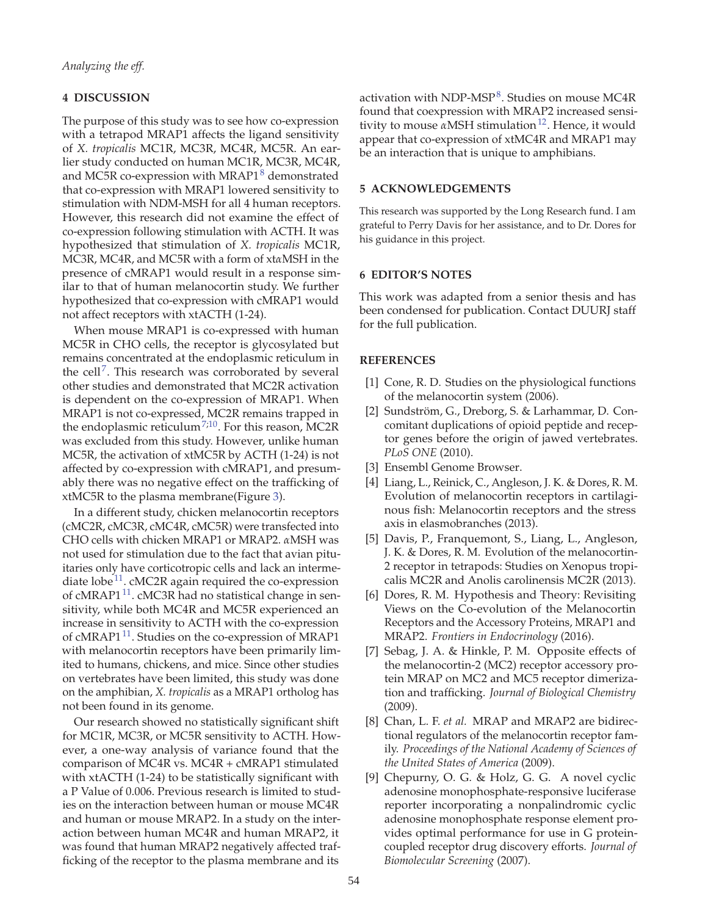## 4 DISCUSSION

The purpose of this study was to see how co-expression with a tetrapod MRAP1 affects the ligand sensitivity of *X. tropicalis* MC1R, MC3R, MC4R, MC5R. An earlier study conducted on human MC1R, MC3R, MC4R, and MC5R co-expression with MRAP1[8] demonstrated that co-expression with MRAP1 lowered sensitivity to stimulation with NDM-MSH for all 4 human receptors. However, this research did not examine the effect of co-expression following stimulation with ACTH. It was hypothesized that stimulation of *X. tropicalis* MC1R, MC3R, MC4R, and MC5R with a form of xt$\alpha$MSH in the presence of cMRAP1 would result in a response similar to that of human melanocortin study. We further hypothesized that co-expression with cMRAP1 would not affect receptors with xtACTH (1-24).

When mouse MRAP1 is co-expressed with human MC5R in CHO cells, the receptor is glycosylated but remains concentrated at the endoplasmic reticulum in the cell[7]. This research was corroborated by several other studies and demonstrated that MC2R activation is dependent on the co-expression of MRAP1. When MRAP1 is not co-expressed, MC2R remains trapped in the endoplasmic reticulum[7;10]. For this reason, MC2R was excluded from this study. However, unlike human MC5R, the activation of xtMC5R by ACTH (1-24) is not affected by co-expression with cMRAP1, and presumably there was no negative effect on the trafficking of xtMC5R to the plasma membrane(Figure 3).

In a different study, chicken melanocortin receptors (cMC2R, cMC3R, cMC4R, cMC5R) were transfected into CHO cells with chicken MRAP1 or MRAP2. $\alpha$MSH was not used for stimulation due to the fact that avian pituitaries only have corticotropic cells and lack an intermediate lobe[11]. cMC2R again required the co-expression of cMRAP1[11]. cMC3R had no statistical change in sensitivity, while both MC4R and MC5R experienced an increase in sensitivity to ACTH with the co-expression of cMRAP1[11]. Studies on the co-expression of MRAP1 with melanocortin receptors have been primarily limited to humans, chickens, and mice. Since other studies on vertebrates have been limited, this study was done on the amphibian, *X. tropicalis* as a MRAP1 ortholog has not been found in its genome.

Our research showed no statistically significant shift for MC1R, MC3R, or MC5R sensitivity to ACTH. However, a one-way analysis of variance found that the comparison of MC4R vs. MC4R + cMRAP1 stimulated with xtACTH (1-24) to be statistically significant with a P Value of 0.006. Previous research is limited to studies on the interaction between human or mouse MC4R and human or mouse MRAP2. In a study on the interaction between human MC4R and human MRAP2, it was found that human MRAP2 negatively affected trafficking of the receptor to the plasma membrane and its activation with NDP-MSP[8]. Studies on mouse MC4R found that coexpression with MRAP2 increased sensitivity to mouse $\alpha$MSH stimulation[12]. Hence, it would appear that co-expression of xtMC4R and MRAP1 may be an interaction that is unique to amphibians.

## 5 ACKNOWLEDGEMENTS

This research was supported by the Long Research fund. I am grateful to Perry Davis for her assistance, and to Dr. Dores for his guidance in this project.

## 6 EDITOR'S NOTES

This work was adapted from a senior thesis and has been condensed for publication. Contact DUURJ staff for the full publication.

## REFERENCES

[1] Cone, R. D. Studies on the physiological functions of the melanocortin system (2006).

[2] Sundström, G., Dreborg, S. & Larhammar, D. Concomitant duplications of opioid peptide and receptor genes before the origin of jawed vertebrates. *PLoS ONE* (2010).

[3] Ensembl Genome Browser.

[4] Liang, L., Reinick, C., Angleson, J. K. & Dores, R. M. Evolution of melanocortin receptors in cartilaginous fish: Melanocortin receptors and the stress axis in elasmobranches (2013).

[5] Davis, P., Franquemont, S., Liang, L., Angleson, J. K. & Dores, R. M. Evolution of the melanocortin-2 receptor in tetrapods: Studies on Xenopus tropicalis MC2R and Anolis carolinensis MC2R (2013).

[6] Dores, R. M. Hypothesis and Theory: Revisiting Views on the Co-evolution of the Melanocortin Receptors and the Accessory Proteins, MRAP1 and MRAP2. *Frontiers in Endocrinology* (2016).

[7] Sebag, J. A. & Hinkle, P. M. Opposite effects of the melanocortin-2 (MC2) receptor accessory protein MRAP on MC2 and MC5 receptor dimerization and trafficking. *Journal of Biological Chemistry* (2009).

[8] Chan, L. F. *et al.* MRAP and MRAP2 are bidirectional regulators of the melanocortin receptor family. *Proceedings of the National Academy of Sciences of the United States of America* (2009).

[9] Chepurny, O. G. & Holz, G. G. A novel cyclic adenosine monophosphate-responsive luciferase reporter incorporating a nonpalindromic cyclic adenosine monophosphate response element provides optimal performance for use in G protein-coupled receptor drug discovery efforts. *Journal of Biomolecular Screening* (2007).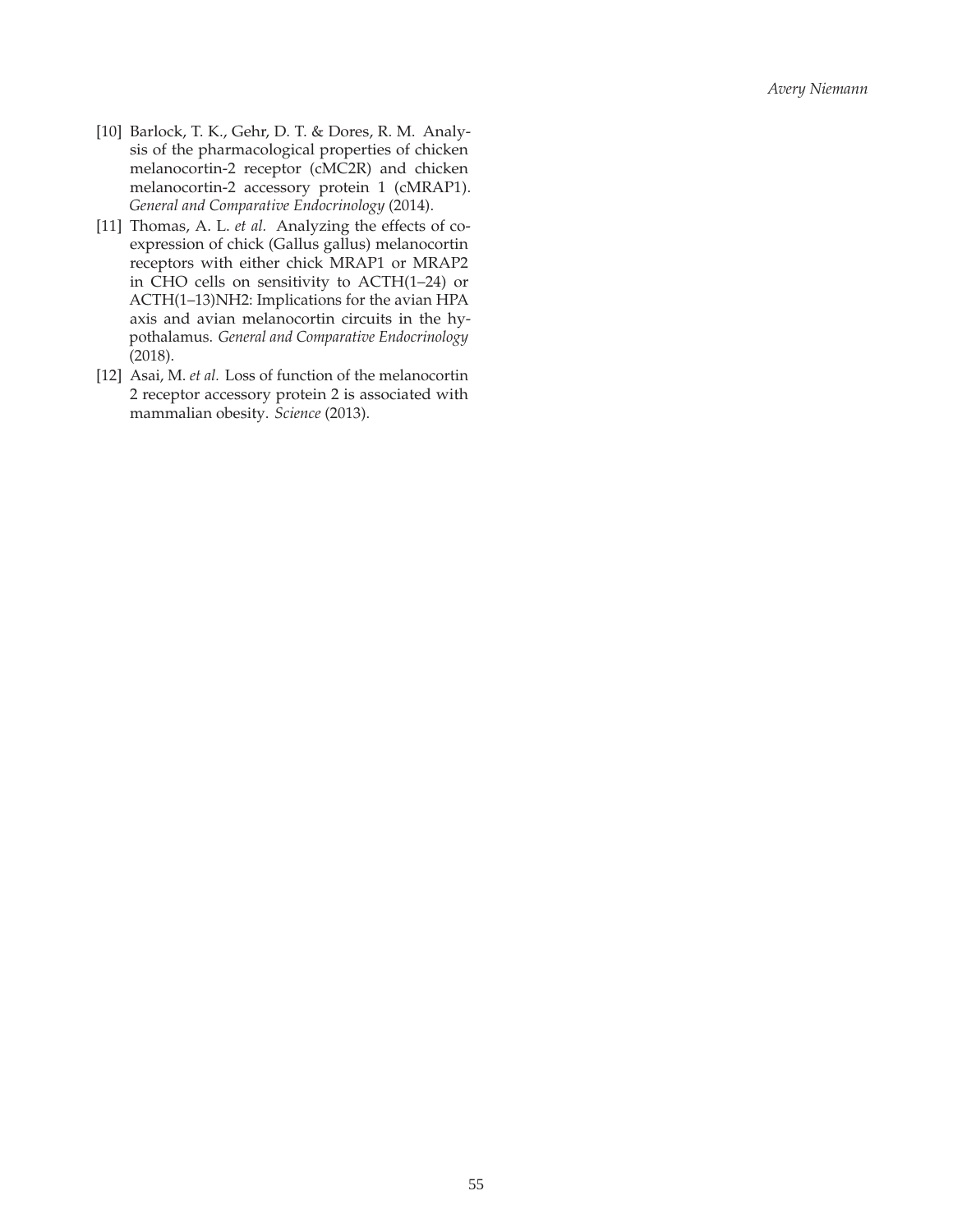[10] Barlock, T. K., Gehr, D. T. & Dores, R. M. Analysis of the pharmacological properties of chicken melanocortin-2 receptor (cMC2R) and chicken melanocortin-2 accessory protein 1 (cMRAP1). *General and Comparative Endocrinology* (2014).

[11] Thomas, A. L. *et al.* Analyzing the effects of co-expression of chick (Gallus gallus) melanocortin receptors with either chick MRAP1 or MRAP2 in CHO cells on sensitivity to ACTH(1–24) or ACTH(1–13)NH2: Implications for the avian HPA axis and avian melanocortin circuits in the hypothalamus. *General and Comparative Endocrinology* (2018).

[12] Asai, M. *et al.* Loss of function of the melanocortin 2 receptor accessory protein 2 is associated with mammalian obesity. *Science* (2013).